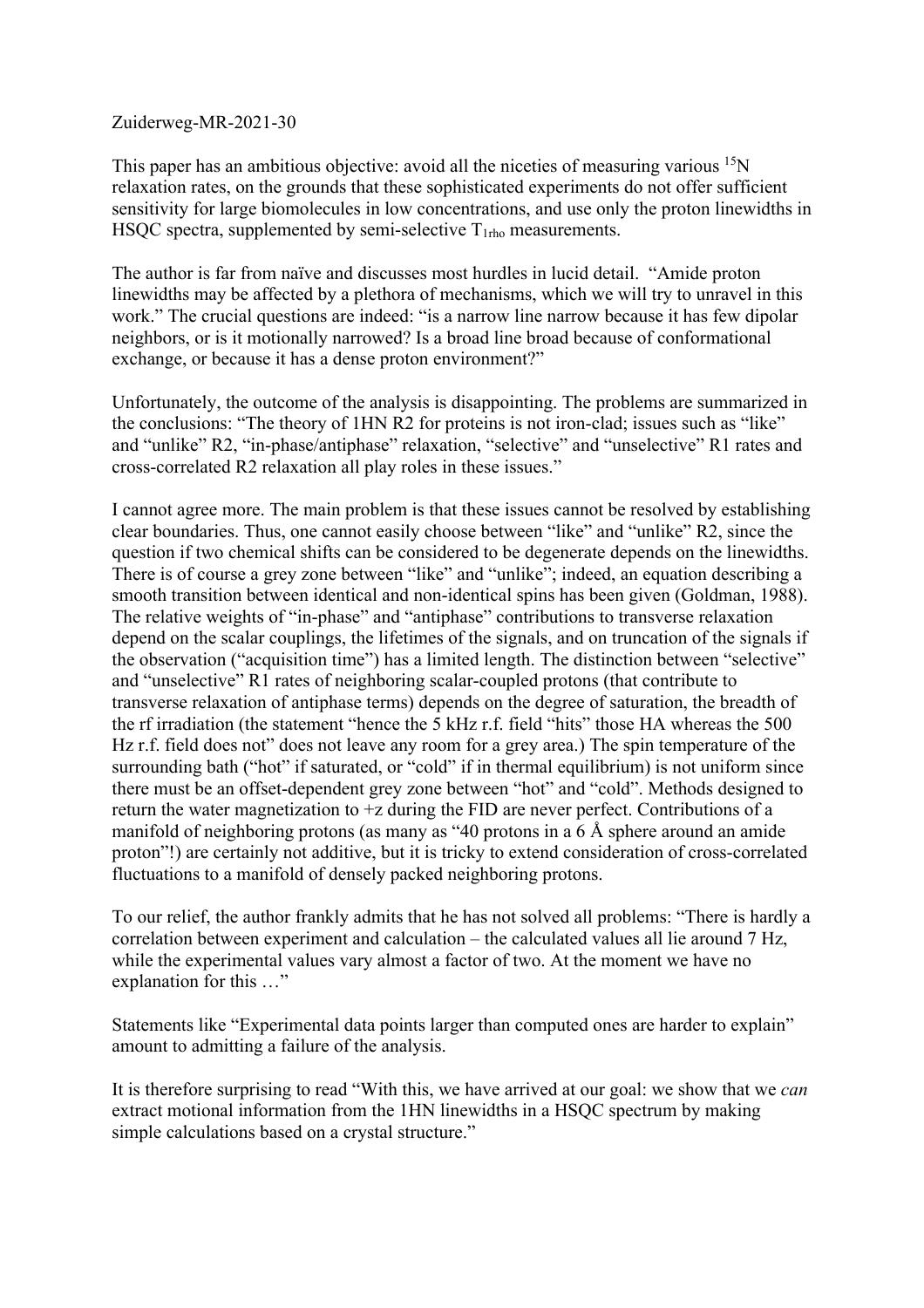Zuiderweg-MR-2021-30

This paper has an ambitious objective: avoid all the niceties of measuring various $^{15}N$ relaxation rates, on the grounds that these sophisticated experiments do not offer sufficient sensitivity for large biomolecules in low concentrations, and use only the proton linewidths in HSQC spectra, supplemented by semi-selective $T_{1rho}$ measurements.

The author is far from naïve and discusses most hurdles in lucid detail. "Amide proton linewidths may be affected by a plethora of mechanisms, which we will try to unravel in this work." The crucial questions are indeed: "is a narrow line narrow because it has few dipolar neighbors, or is it motionally narrowed? Is a broad line broad because of conformational exchange, or because it has a dense proton environment?"

Unfortunately, the outcome of the analysis is disappointing. The problems are summarized in the conclusions: "The theory of 1HN R2 for proteins is not iron-clad; issues such as "like" and "unlike" R2, "in-phase/antiphase" relaxation, "selective" and "unselective" R1 rates and cross-correlated R2 relaxation all play roles in these issues."

I cannot agree more. The main problem is that these issues cannot be resolved by establishing clear boundaries. Thus, one cannot easily choose between "like" and "unlike" R2, since the question if two chemical shifts can be considered to be degenerate depends on the linewidths. There is of course a grey zone between "like" and "unlike"; indeed, an equation describing a smooth transition between identical and non-identical spins has been given (Goldman, 1988). The relative weights of "in-phase" and "antiphase" contributions to transverse relaxation depend on the scalar couplings, the lifetimes of the signals, and on truncation of the signals if the observation ("acquisition time") has a limited length. The distinction between "selective" and "unselective" R1 rates of neighboring scalar-coupled protons (that contribute to transverse relaxation of antiphase terms) depends on the degree of saturation, the breadth of the rf irradiation (the statement "hence the 5 kHz r.f. field "hits" those HA whereas the 500 Hz r.f. field does not" does not leave any room for a grey area.) The spin temperature of the surrounding bath ("hot" if saturated, or "cold" if in thermal equilibrium) is not uniform since there must be an offset-dependent grey zone between "hot" and "cold". Methods designed to return the water magnetization to +z during the FID are never perfect. Contributions of a manifold of neighboring protons (as many as "40 protons in a 6 Å sphere around an amide proton"!) are certainly not additive, but it is tricky to extend consideration of cross-correlated fluctuations to a manifold of densely packed neighboring protons.

To our relief, the author frankly admits that he has not solved all problems: "There is hardly a correlation between experiment and calculation – the calculated values all lie around 7 Hz, while the experimental values vary almost a factor of two. At the moment we have no explanation for this …"

Statements like "Experimental data points larger than computed ones are harder to explain" amount to admitting a failure of the analysis.

It is therefore surprising to read "With this, we have arrived at our goal: we show that we *can* extract motional information from the 1HN linewidths in a HSQC spectrum by making simple calculations based on a crystal structure."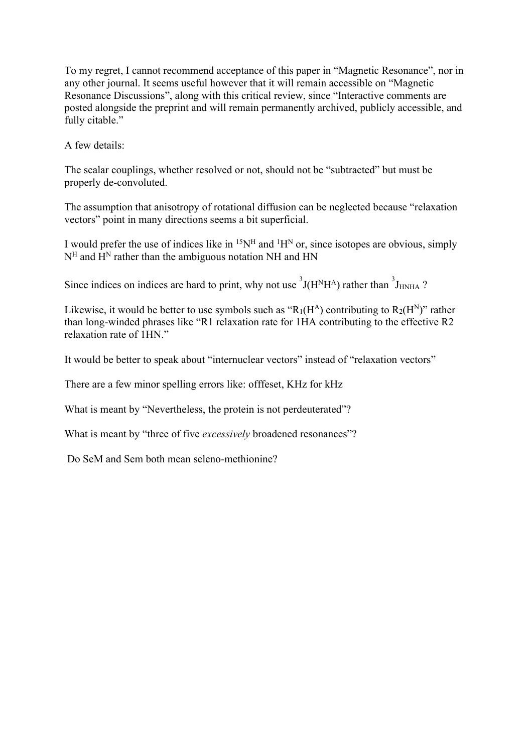To my regret, I cannot recommend acceptance of this paper in "Magnetic Resonance", nor in any other journal. It seems useful however that it will remain accessible on "Magnetic Resonance Discussions", along with this critical review, since "Interactive comments are posted alongside the preprint and will remain permanently archived, publicly accessible, and fully citable."

A few details:

The scalar couplings, whether resolved or not, should not be "subtracted" but must be properly de-convoluted.

The assumption that anisotropy of rotational diffusion can be neglected because "relaxation vectors" point in many directions seems a bit superficial.

I would prefer the use of indices like in $^{15}N^{H}$ and $^{1}H^{N}$ or, since isotopes are obvious, simply $N^{H}$ and $H^{N}$ rather than the ambiguous notation NH and HN

Since indices on indices are hard to print, why not use $^{3}J(H^{N}H^{A})$ rather than $^{3}J_{HNHA}$ ?

Likewise, it would be better to use symbols such as "$R_1(H^A)$ contributing to $R_2(H^N)$" rather than long-winded phrases like "R1 relaxation rate for 1HA contributing to the effective R2 relaxation rate of 1HN."

It would be better to speak about "internuclear vectors" instead of "relaxation vectors"

There are a few minor spelling errors like: offfeset, KHz for kHz

What is meant by "Nevertheless, the protein is not perdeuterated"?

What is meant by "three of five *excessively* broadened resonances"?

Do SeM and Sem both mean seleno-methionine?